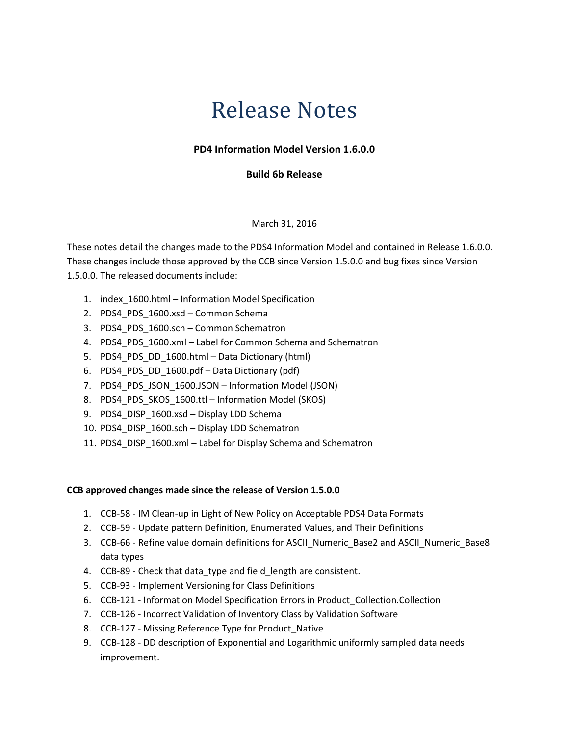# Release Notes

**PD4 Information Model Version 1.6.0.0**

**Build 6b Release**

March 31, 2016

These notes detail the changes made to the PDS4 Information Model and contained in Release 1.6.0.0. These changes include those approved by the CCB since Version 1.5.0.0 and bug fixes since Version 1.5.0.0. The released documents include:

1. index_1600.html – Information Model Specification
2. PDS4_PDS_1600.xsd – Common Schema
3. PDS4_PDS_1600.sch – Common Schematron
4. PDS4_PDS_1600.xml – Label for Common Schema and Schematron
5. PDS4_PDS_DD_1600.html – Data Dictionary (html)
6. PDS4_PDS_DD_1600.pdf – Data Dictionary (pdf)
7. PDS4_PDS_JSON_1600.JSON – Information Model (JSON)
8. PDS4_PDS_SKOS_1600.ttl – Information Model (SKOS)
9. PDS4_DISP_1600.xsd – Display LDD Schema
10. PDS4_DISP_1600.sch – Display LDD Schematron
11. PDS4_DISP_1600.xml – Label for Display Schema and Schematron

**CCB approved changes made since the release of Version 1.5.0.0**

1. CCB-58 - IM Clean-up in Light of New Policy on Acceptable PDS4 Data Formats
2. CCB-59 - Update pattern Definition, Enumerated Values, and Their Definitions
3. CCB-66 - Refine value domain definitions for ASCII_Numeric_Base2 and ASCII_Numeric_Base8 data types
4. CCB-89 - Check that data_type and field_length are consistent.
5. CCB-93 - Implement Versioning for Class Definitions
6. CCB-121 - Information Model Specification Errors in Product_Collection.Collection
7. CCB-126 - Incorrect Validation of Inventory Class by Validation Software
8. CCB-127 - Missing Reference Type for Product_Native
9. CCB-128 - DD description of Exponential and Logarithmic uniformly sampled data needs improvement.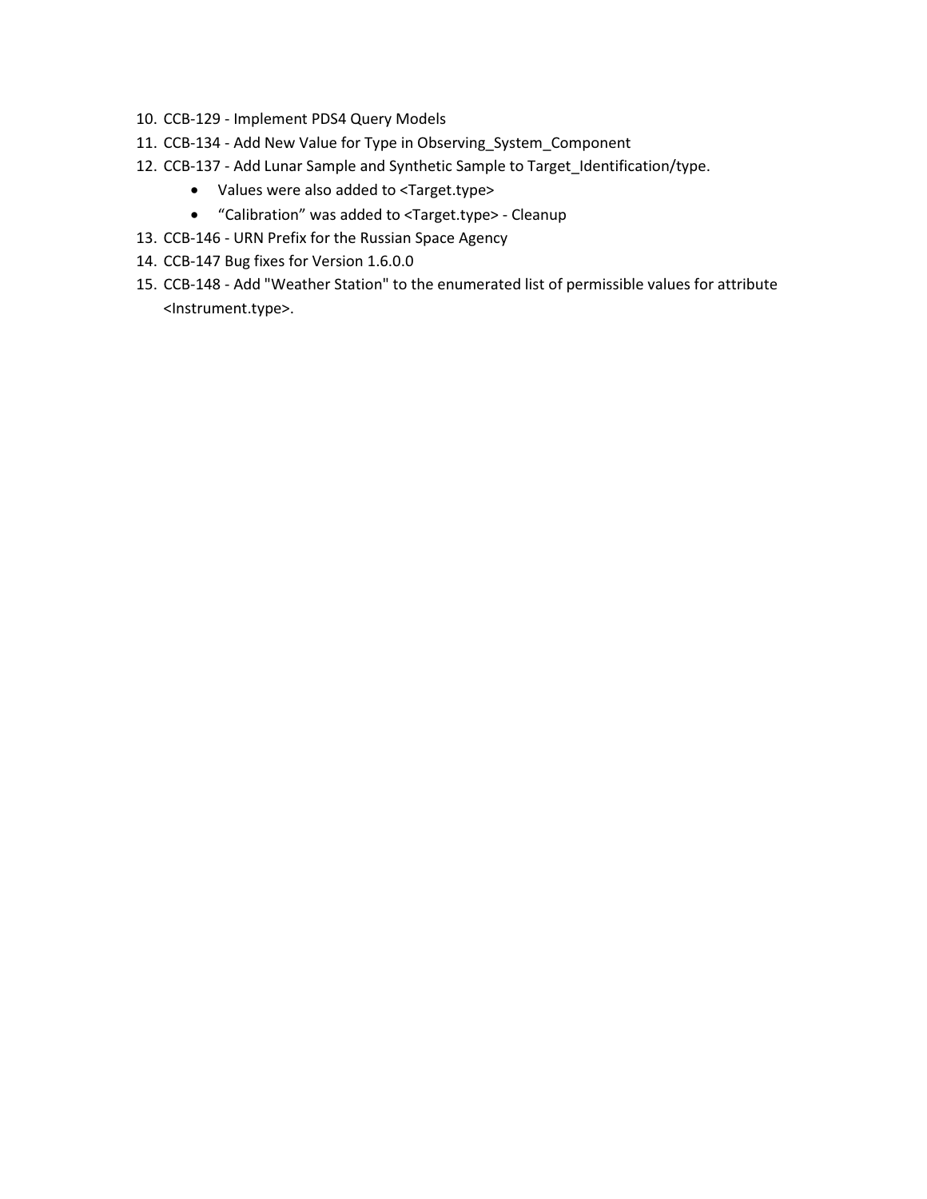10. CCB-129 - Implement PDS4 Query Models
11. CCB-134 - Add New Value for Type in Observing_System_Component
12. CCB-137 - Add Lunar Sample and Synthetic Sample to Target_Identification/type.
    - Values were also added to <Target.type>
    - “Calibration” was added to <Target.type> - Cleanup
13. CCB-146 - URN Prefix for the Russian Space Agency
14. CCB-147 Bug fixes for Version 1.6.0.0
15. CCB-148 - Add "Weather Station" to the enumerated list of permissible values for attribute <Instrument.type>.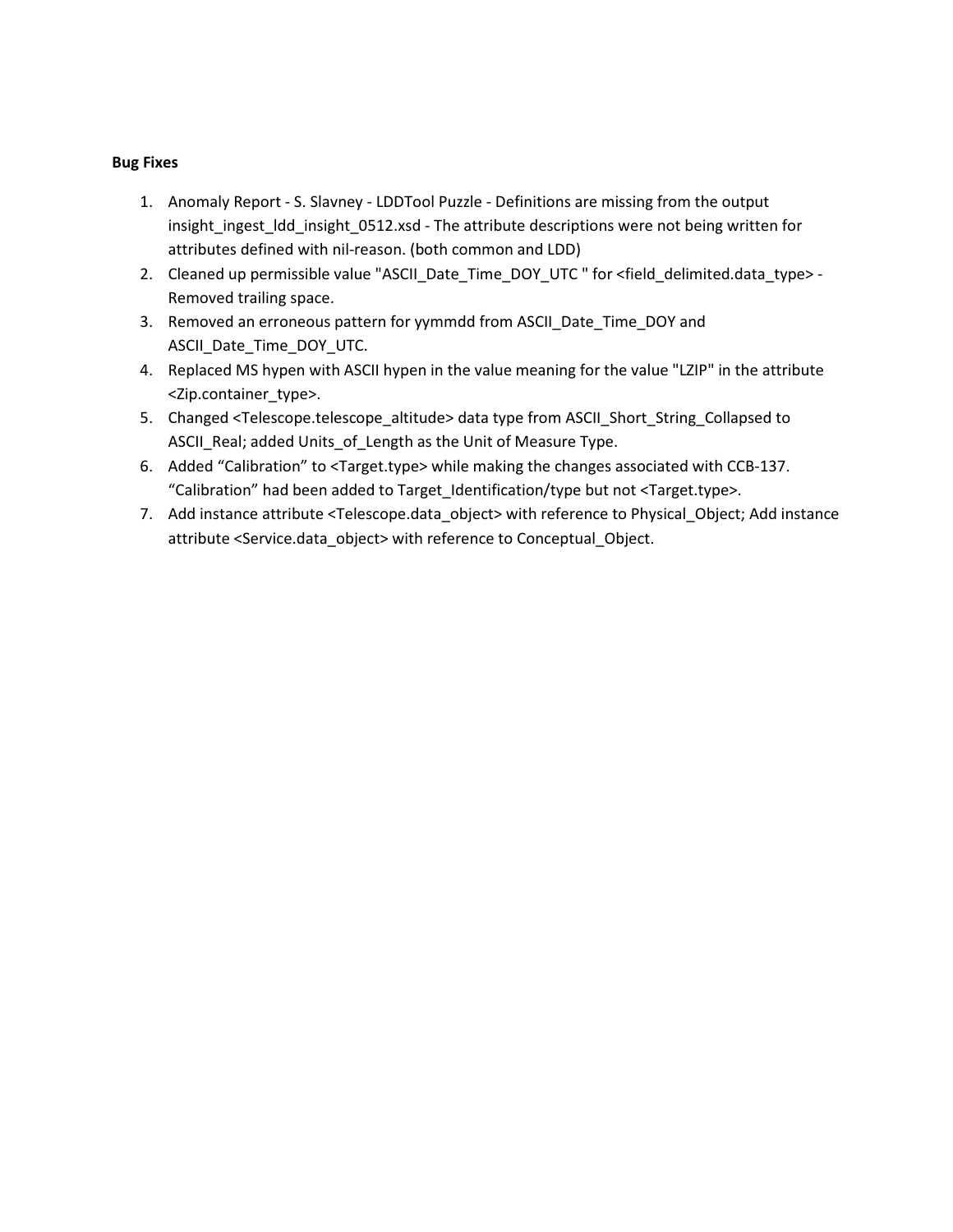**Bug Fixes**

1. Anomaly Report - S. Slavney - LDDTool Puzzle - Definitions are missing from the output insight_ingest_ldd_insight_0512.xsd - The attribute descriptions were not being written for attributes defined with nil-reason. (both common and LDD)
2. Cleaned up permissible value "ASCII_Date_Time_DOY_UTC " for <field_delimited.data_type> - Removed trailing space.
3. Removed an erroneous pattern for yymmdd from ASCII_Date_Time_DOY and ASCII_Date_Time_DOY_UTC.
4. Replaced MS hypen with ASCII hypen in the value meaning for the value "LZIP" in the attribute <Zip.container_type>.
5. Changed <Telescope.telescope_altitude> data type from ASCII_Short_String_Collapsed to ASCII_Real; added Units_of_Length as the Unit of Measure Type.
6. Added “Calibration” to <Target.type> while making the changes associated with CCB-137. “Calibration” had been added to Target_Identification/type but not <Target.type>.
7. Add instance attribute <Telescope.data_object> with reference to Physical_Object; Add instance attribute <Service.data_object> with reference to Conceptual_Object.